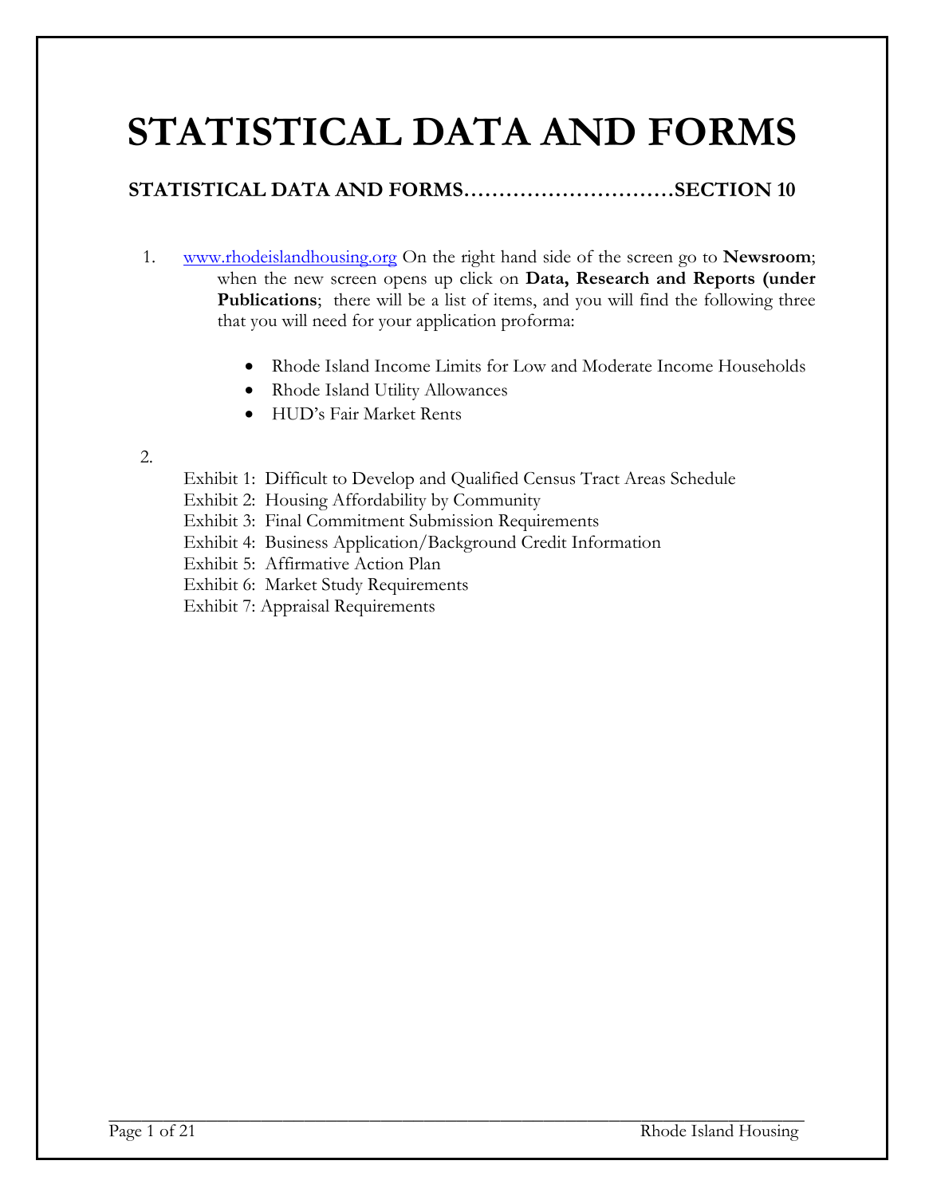# STATISTICAL DATA AND FORMS

**STATISTICAL DATA AND FORMS…………………………SECTION 10**

1. www.rhodeislandhousing.org On the right hand side of the screen go to **Newsroom**; when the new screen opens up click on **Data, Research and Reports (under Publications**; there will be a list of items, and you will find the following three that you will need for your application proforma:

   - Rhode Island Income Limits for Low and Moderate Income Households
   - Rhode Island Utility Allowances
   - HUD's Fair Market Rents

2. 

   Exhibit 1: Difficult to Develop and Qualified Census Tract Areas Schedule
   Exhibit 2: Housing Affordability by Community
   Exhibit 3: Final Commitment Submission Requirements
   Exhibit 4: Business Application/Background Credit Information
   Exhibit 5: Affirmative Action Plan
   Exhibit 6: Market Study Requirements
   Exhibit 7: Appraisal Requirements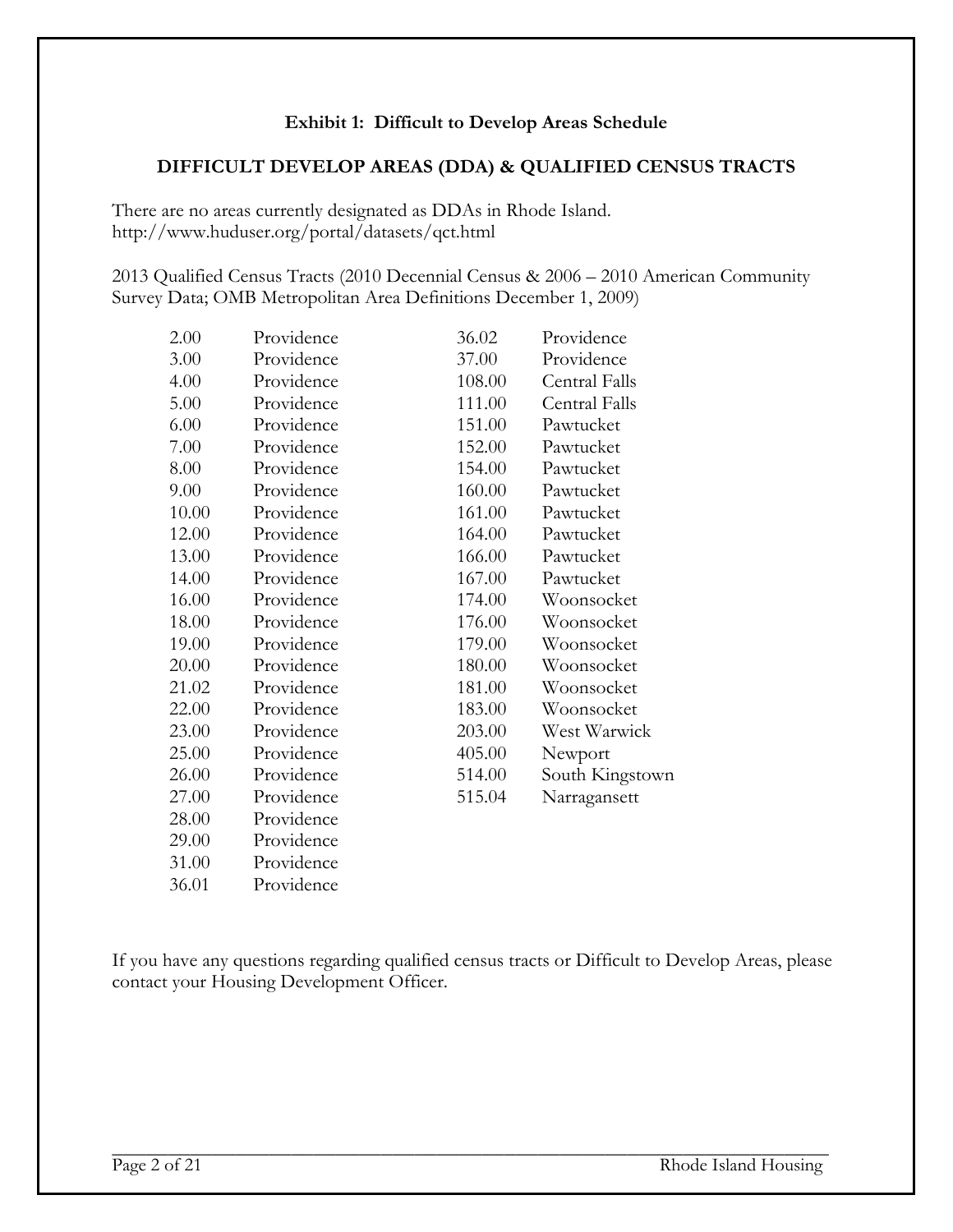## Exhibit 1: Difficult to Develop Areas Schedule

## DIFFICULT DEVELOP AREAS (DDA) & QUALIFIED CENSUS TRACTS

There are no areas currently designated as DDAs in Rhode Island.
http://www.huduser.org/portal/datasets/qct.html

2013 Qualified Census Tracts (2010 Decennial Census & 2006 – 2010 American Community Survey Data; OMB Metropolitan Area Definitions December 1, 2009)

| Tract | Location | Tract | Location |
|---|---|---|---|
| 2.00 | Providence | 36.02 | Providence |
| 3.00 | Providence | 37.00 | Providence |
| 4.00 | Providence | 108.00 | Central Falls |
| 5.00 | Providence | 111.00 | Central Falls |
| 6.00 | Providence | 151.00 | Pawtucket |
| 7.00 | Providence | 152.00 | Pawtucket |
| 8.00 | Providence | 154.00 | Pawtucket |
| 9.00 | Providence | 160.00 | Pawtucket |
| 10.00 | Providence | 161.00 | Pawtucket |
| 12.00 | Providence | 164.00 | Pawtucket |
| 13.00 | Providence | 166.00 | Pawtucket |
| 14.00 | Providence | 167.00 | Pawtucket |
| 16.00 | Providence | 174.00 | Woonsocket |
| 18.00 | Providence | 176.00 | Woonsocket |
| 19.00 | Providence | 179.00 | Woonsocket |
| 20.00 | Providence | 180.00 | Woonsocket |
| 21.02 | Providence | 181.00 | Woonsocket |
| 22.00 | Providence | 183.00 | Woonsocket |
| 23.00 | Providence | 203.00 | West Warwick |
| 25.00 | Providence | 405.00 | Newport |
| 26.00 | Providence | 514.00 | South Kingstown |
| 27.00 | Providence | 515.04 | Narragansett |
| 28.00 | Providence | | |
| 29.00 | Providence | | |
| 31.00 | Providence | | |
| 36.01 | Providence | | |

If you have any questions regarding qualified census tracts or Difficult to Develop Areas, please contact your Housing Development Officer.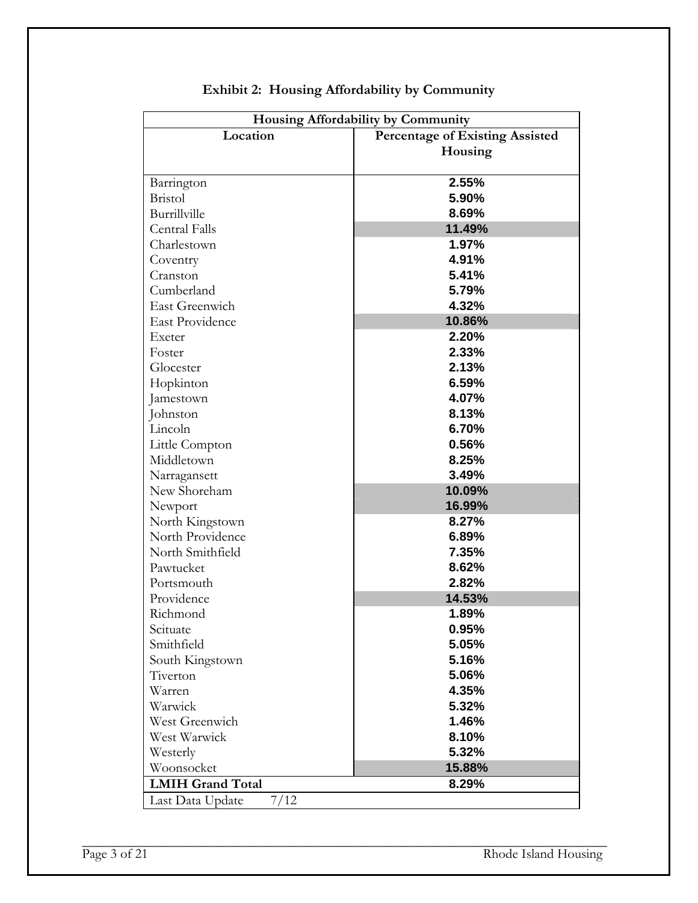# Exhibit 2: Housing Affordability by Community

| Housing Affordability by Community | |
|---|---|
| **Location** | **Percentage of Existing Assisted Housing** |
| Barrington | 2.55% |
| Bristol | 5.90% |
| Burrillville | 8.69% |
| Central Falls | 11.49% |
| Charlestown | 1.97% |
| Coventry | 4.91% |
| Cranston | 5.41% |
| Cumberland | 5.79% |
| East Greenwich | 4.32% |
| East Providence | 10.86% |
| Exeter | 2.20% |
| Foster | 2.33% |
| Glocester | 2.13% |
| Hopkinton | 6.59% |
| Jamestown | 4.07% |
| Johnston | 8.13% |
| Lincoln | 6.70% |
| Little Compton | 0.56% |
| Middletown | 8.25% |
| Narragansett | 3.49% |
| New Shoreham | 10.09% |
| Newport | 16.99% |
| North Kingstown | 8.27% |
| North Providence | 6.89% |
| North Smithfield | 7.35% |
| Pawtucket | 8.62% |
| Portsmouth | 2.82% |
| Providence | 14.53% |
| Richmond | 1.89% |
| Scituate | 0.95% |
| Smithfield | 5.05% |
| South Kingstown | 5.16% |
| Tiverton | 5.06% |
| Warren | 4.35% |
| Warwick | 5.32% |
| West Greenwich | 1.46% |
| West Warwick | 8.10% |
| Westerly | 5.32% |
| Woonsocket | 15.88% |
| **LMIH Grand Total** | 8.29% |
| Last Data Update 7/12 | |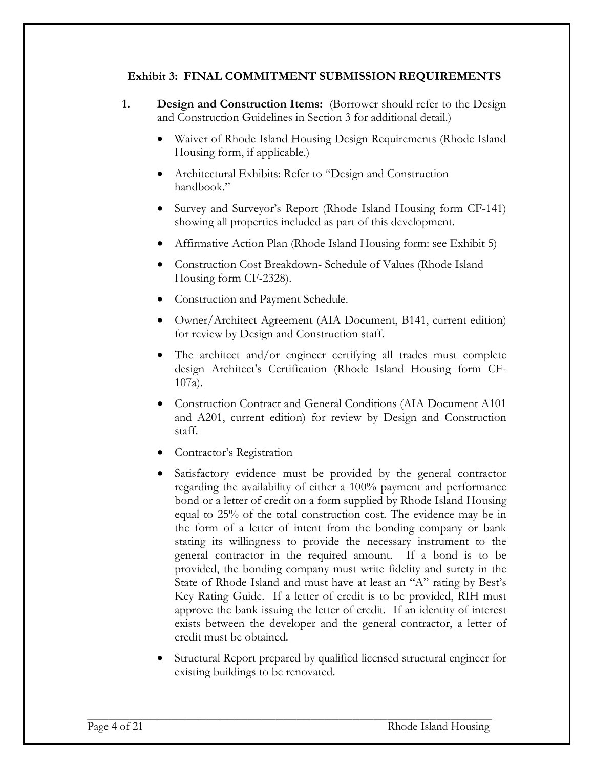## Exhibit 3: FINAL COMMITMENT SUBMISSION REQUIREMENTS

1. **Design and Construction Items:** (Borrower should refer to the Design and Construction Guidelines in Section 3 for additional detail.)

   - Waiver of Rhode Island Housing Design Requirements (Rhode Island Housing form, if applicable.)
   - Architectural Exhibits: Refer to "Design and Construction handbook."
   - Survey and Surveyor's Report (Rhode Island Housing form CF-141) showing all properties included as part of this development.
   - Affirmative Action Plan (Rhode Island Housing form: see Exhibit 5)
   - Construction Cost Breakdown- Schedule of Values (Rhode Island Housing form CF-2328).
   - Construction and Payment Schedule.
   - Owner/Architect Agreement (AIA Document, B141, current edition) for review by Design and Construction staff.
   - The architect and/or engineer certifying all trades must complete design Architect's Certification (Rhode Island Housing form CF-107a).
   - Construction Contract and General Conditions (AIA Document A101 and A201, current edition) for review by Design and Construction staff.
   - Contractor's Registration
   - Satisfactory evidence must be provided by the general contractor regarding the availability of either a 100% payment and performance bond or a letter of credit on a form supplied by Rhode Island Housing equal to 25% of the total construction cost. The evidence may be in the form of a letter of intent from the bonding company or bank stating its willingness to provide the necessary instrument to the general contractor in the required amount. If a bond is to be provided, the bonding company must write fidelity and surety in the State of Rhode Island and must have at least an "A" rating by Best's Key Rating Guide. If a letter of credit is to be provided, RIH must approve the bank issuing the letter of credit. If an identity of interest exists between the developer and the general contractor, a letter of credit must be obtained.
   - Structural Report prepared by qualified licensed structural engineer for existing buildings to be renovated.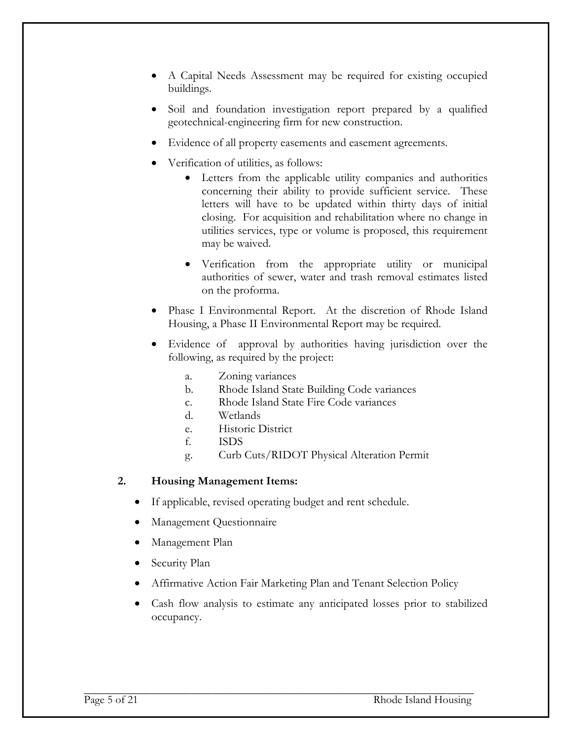- A Capital Needs Assessment may be required for existing occupied buildings.
- Soil and foundation investigation report prepared by a qualified geotechnical-engineering firm for new construction.
- Evidence of all property easements and easement agreements.
- Verification of utilities, as follows:
  - Letters from the applicable utility companies and authorities concerning their ability to provide sufficient service. These letters will have to be updated within thirty days of initial closing. For acquisition and rehabilitation where no change in utilities services, type or volume is proposed, this requirement may be waived.
  - Verification from the appropriate utility or municipal authorities of sewer, water and trash removal estimates listed on the proforma.
- Phase I Environmental Report. At the discretion of Rhode Island Housing, a Phase II Environmental Report may be required.
- Evidence of approval by authorities having jurisdiction over the following, as required by the project:
  - a. Zoning variances
  - b. Rhode Island State Building Code variances
  - c. Rhode Island State Fire Code variances
  - d. Wetlands
  - e. Historic District
  - f. ISDS
  - g. Curb Cuts/RIDOT Physical Alteration Permit

**2. Housing Management Items:**

- If applicable, revised operating budget and rent schedule.
- Management Questionnaire
- Management Plan
- Security Plan
- Affirmative Action Fair Marketing Plan and Tenant Selection Policy
- Cash flow analysis to estimate any anticipated losses prior to stabilized occupancy.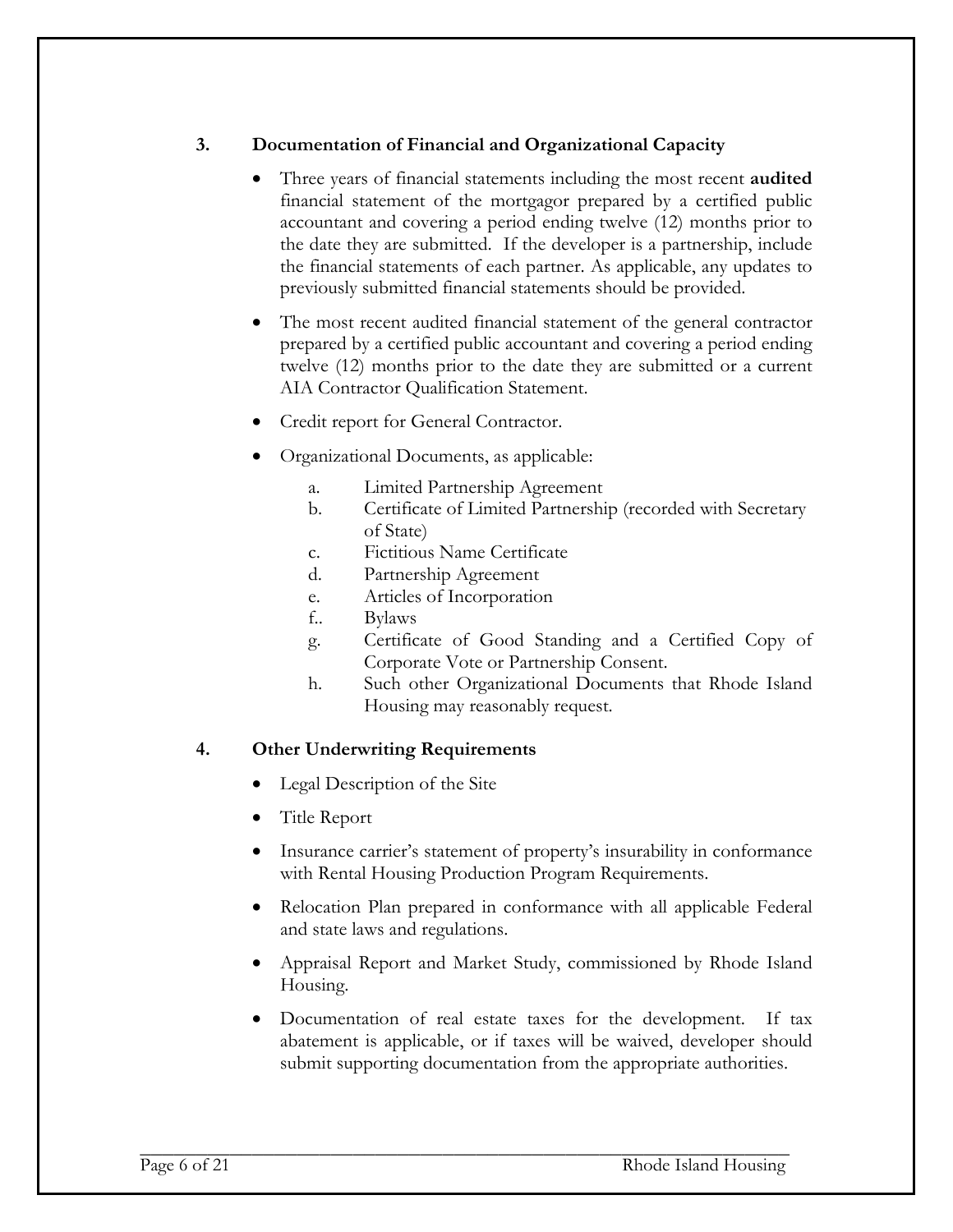## 3. Documentation of Financial and Organizational Capacity

- Three years of financial statements including the most recent **audited** financial statement of the mortgagor prepared by a certified public accountant and covering a period ending twelve (12) months prior to the date they are submitted. If the developer is a partnership, include the financial statements of each partner. As applicable, any updates to previously submitted financial statements should be provided.
- The most recent audited financial statement of the general contractor prepared by a certified public accountant and covering a period ending twelve (12) months prior to the date they are submitted or a current AIA Contractor Qualification Statement.
- Credit report for General Contractor.
- Organizational Documents, as applicable:
  - a. Limited Partnership Agreement
  - b. Certificate of Limited Partnership (recorded with Secretary of State)
  - c. Fictitious Name Certificate
  - d. Partnership Agreement
  - e. Articles of Incorporation
  - f.. Bylaws
  - g. Certificate of Good Standing and a Certified Copy of Corporate Vote or Partnership Consent.
  - h. Such other Organizational Documents that Rhode Island Housing may reasonably request.

## 4. Other Underwriting Requirements

- Legal Description of the Site
- Title Report
- Insurance carrier's statement of property's insurability in conformance with Rental Housing Production Program Requirements.
- Relocation Plan prepared in conformance with all applicable Federal and state laws and regulations.
- Appraisal Report and Market Study, commissioned by Rhode Island Housing.
- Documentation of real estate taxes for the development. If tax abatement is applicable, or if taxes will be waived, developer should submit supporting documentation from the appropriate authorities.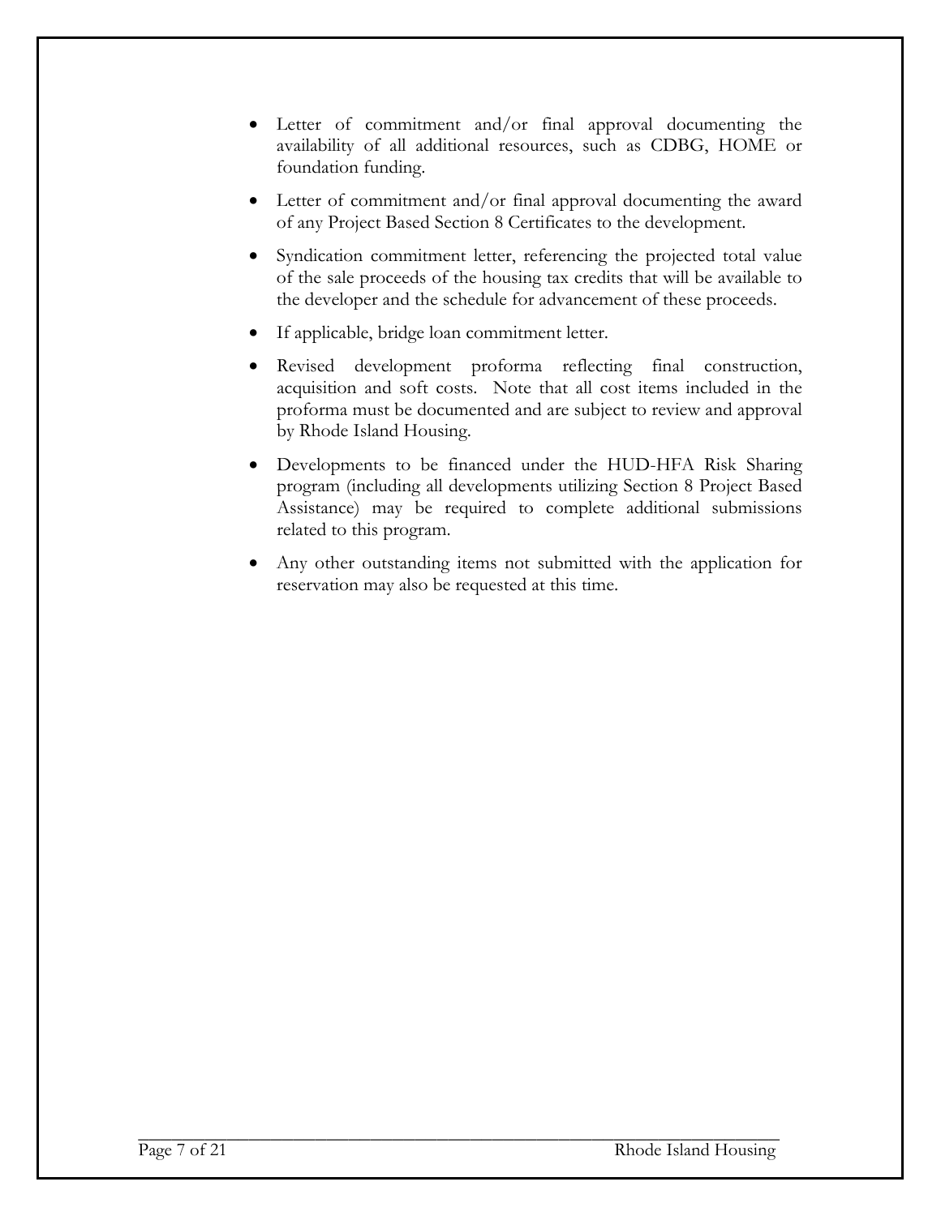- Letter of commitment and/or final approval documenting the availability of all additional resources, such as CDBG, HOME or foundation funding.
- Letter of commitment and/or final approval documenting the award of any Project Based Section 8 Certificates to the development.
- Syndication commitment letter, referencing the projected total value of the sale proceeds of the housing tax credits that will be available to the developer and the schedule for advancement of these proceeds.
- If applicable, bridge loan commitment letter.
- Revised development proforma reflecting final construction, acquisition and soft costs. Note that all cost items included in the proforma must be documented and are subject to review and approval by Rhode Island Housing.
- Developments to be financed under the HUD-HFA Risk Sharing program (including all developments utilizing Section 8 Project Based Assistance) may be required to complete additional submissions related to this program.
- Any other outstanding items not submitted with the application for reservation may also be requested at this time.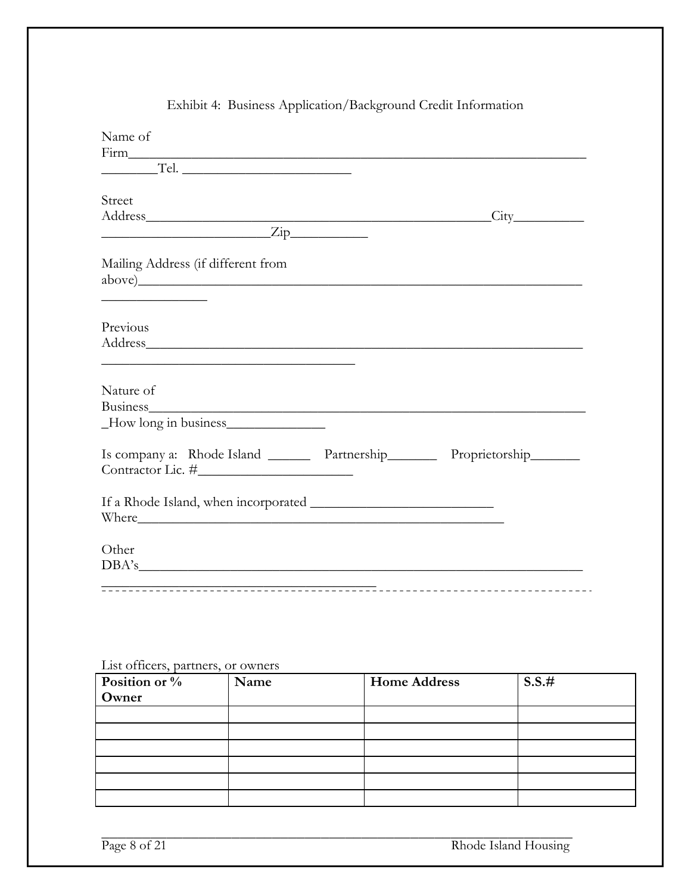Exhibit 4: Business Application/Background Credit Information

Name of Firm________________________________________________________________ ________Tel. ________________________

Street Address__________________________________________________City__________ ________________________Zip___________

Mailing Address (if different from above)____________________________________________________________ _______________

Previous Address____________________________________________________________ _____________________________________

Nature of Business____________________________________________________________ _How long in business______________

Is company a: Rhode Island ______ Partnership_______ Proprietorship_______ Contractor Lic. #______________________

If a Rhode Island, when incorporated __________________________ Where_______________________________________________________

Other DBA's____________________________________________________________ __________________________________________

List officers, partners, or owners

| Position or % Owner | Name | Home Address | S.S.# |
|---|---|---|---|
| | | | |
| | | | |
| | | | |
| | | | |
| | | | |
| | | | |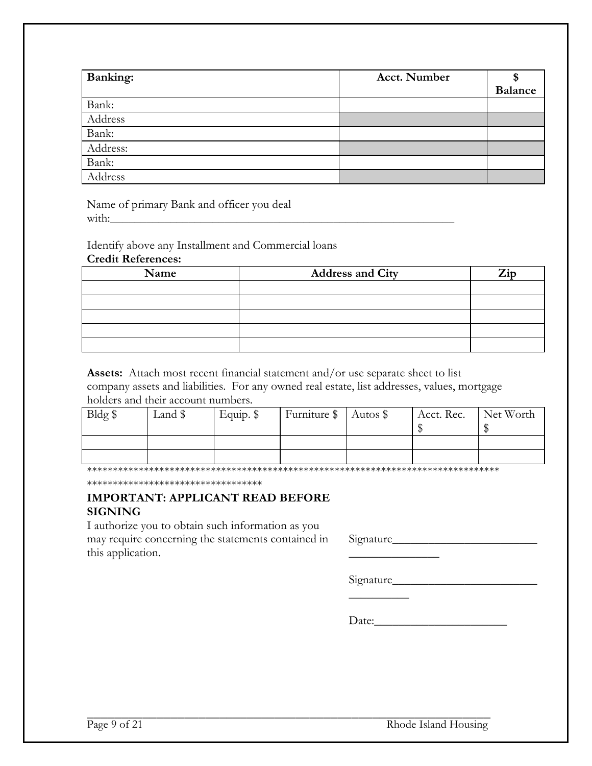| **Banking:** | **Acct. Number** | **$ Balance** |
|---|---|---|
| Bank: | | |
| Address | | |
| Bank: | | |
| Address: | | |
| Bank: | | |
| Address | | |

Name of primary Bank and officer you deal with:_______________________________________________________________

Identify above any Installment and Commercial loans

**Credit References:**

| **Name** | **Address and City** | **Zip** |
|---|---|---|
| | | |
| | | |
| | | |
| | | |
| | | |

**Assets:** Attach most recent financial statement and/or use separate sheet to list company assets and liabilities. For any owned real estate, list addresses, values, mortgage holders and their account numbers.

| Bldg $ | Land $ | Equip. $ | Furniture $ | Autos $ | Acct. Rec. $ | Net Worth $ |
|---|---|---|---|---|---|---|
| | | | | | | |
| | | | | | | |

************************************************************************************************************************

### IMPORTANT: APPLICANT READ BEFORE SIGNING

I authorize you to obtain such information as you may require concerning the statements contained in this application.

Signature_________________________________________

Signature_____________________________________

Date:_______________________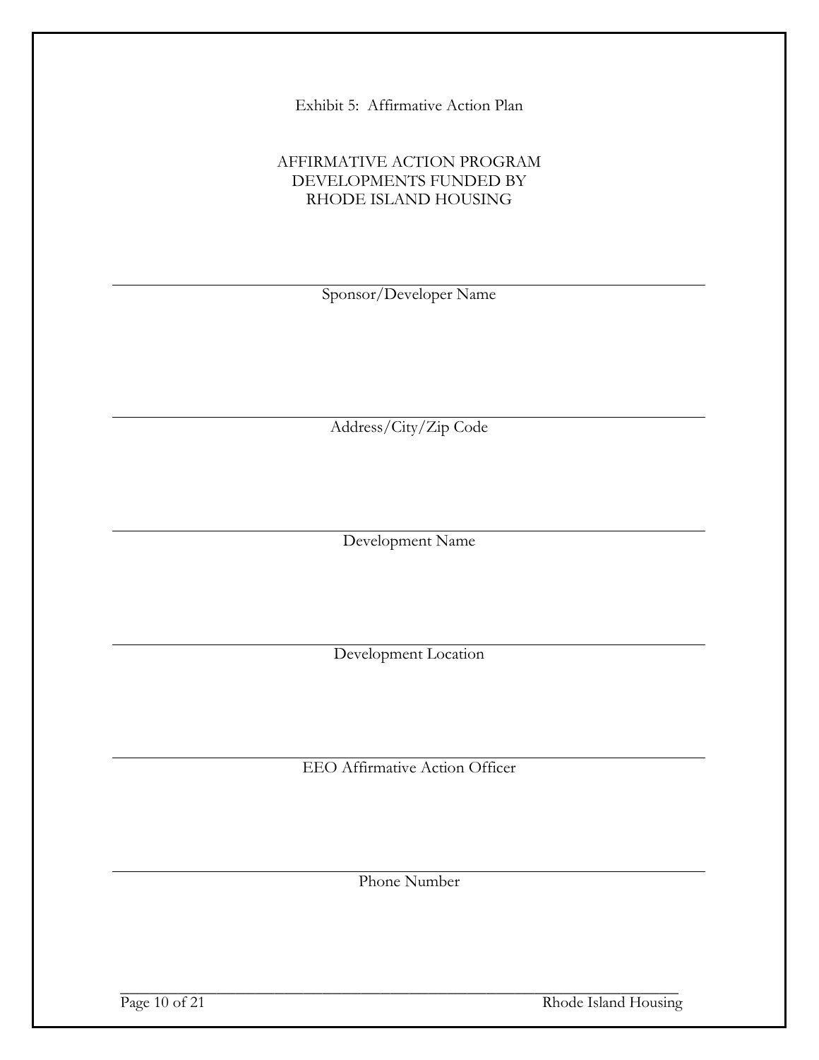Exhibit 5: Affirmative Action Plan

# AFFIRMATIVE ACTION PROGRAM
# DEVELOPMENTS FUNDED BY
# RHODE ISLAND HOUSING

___________________________________________
Sponsor/Developer Name

___________________________________________
Address/City/Zip Code

___________________________________________
Development Name

___________________________________________
Development Location

___________________________________________
EEO Affirmative Action Officer

___________________________________________
Phone Number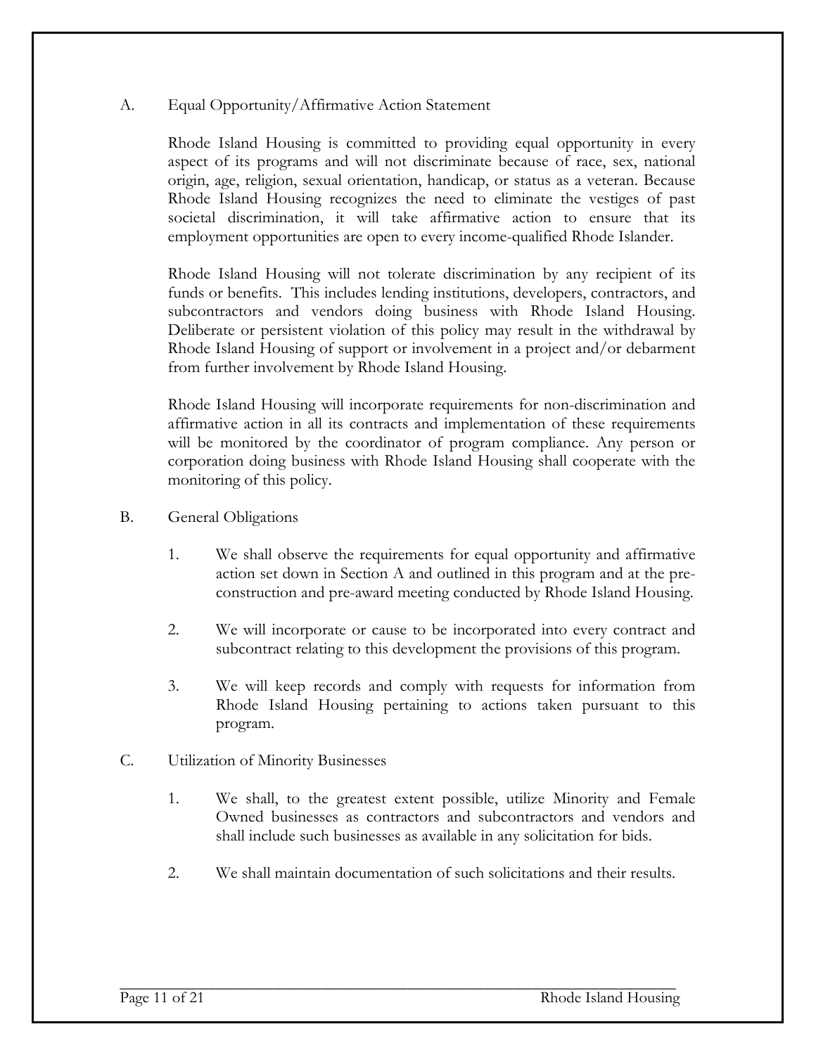## A. Equal Opportunity/Affirmative Action Statement

Rhode Island Housing is committed to providing equal opportunity in every aspect of its programs and will not discriminate because of race, sex, national origin, age, religion, sexual orientation, handicap, or status as a veteran. Because Rhode Island Housing recognizes the need to eliminate the vestiges of past societal discrimination, it will take affirmative action to ensure that its employment opportunities are open to every income-qualified Rhode Islander.

Rhode Island Housing will not tolerate discrimination by any recipient of its funds or benefits. This includes lending institutions, developers, contractors, and subcontractors and vendors doing business with Rhode Island Housing. Deliberate or persistent violation of this policy may result in the withdrawal by Rhode Island Housing of support or involvement in a project and/or debarment from further involvement by Rhode Island Housing.

Rhode Island Housing will incorporate requirements for non-discrimination and affirmative action in all its contracts and implementation of these requirements will be monitored by the coordinator of program compliance. Any person or corporation doing business with Rhode Island Housing shall cooperate with the monitoring of this policy.

## B. General Obligations

1. We shall observe the requirements for equal opportunity and affirmative action set down in Section A and outlined in this program and at the pre-construction and pre-award meeting conducted by Rhode Island Housing.

2. We will incorporate or cause to be incorporated into every contract and subcontract relating to this development the provisions of this program.

3. We will keep records and comply with requests for information from Rhode Island Housing pertaining to actions taken pursuant to this program.

## C. Utilization of Minority Businesses

1. We shall, to the greatest extent possible, utilize Minority and Female Owned businesses as contractors and subcontractors and vendors and shall include such businesses as available in any solicitation for bids.

2. We shall maintain documentation of such solicitations and their results.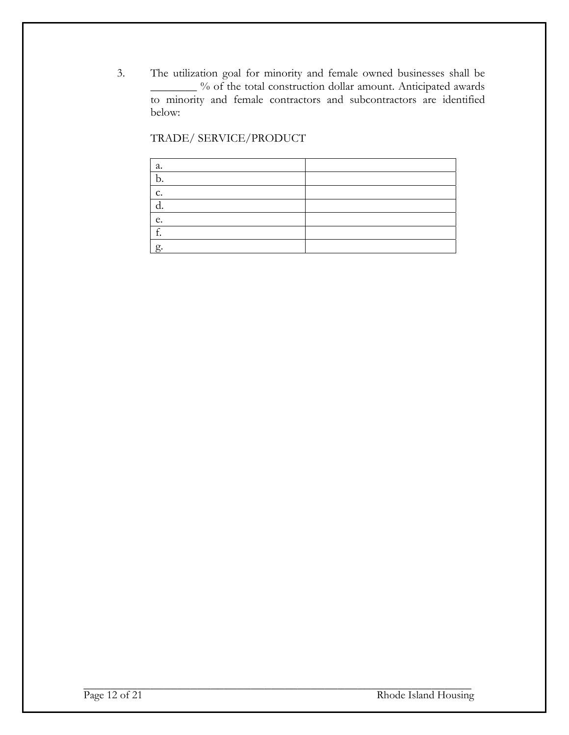3. The utilization goal for minority and female owned businesses shall be ________ % of the total construction dollar amount. Anticipated awards to minority and female contractors and subcontractors are identified below:

TRADE/ SERVICE/PRODUCT

| | |
|---|---|
| a. | |
| b. | |
| c. | |
| d. | |
| e. | |
| f. | |
| g. | |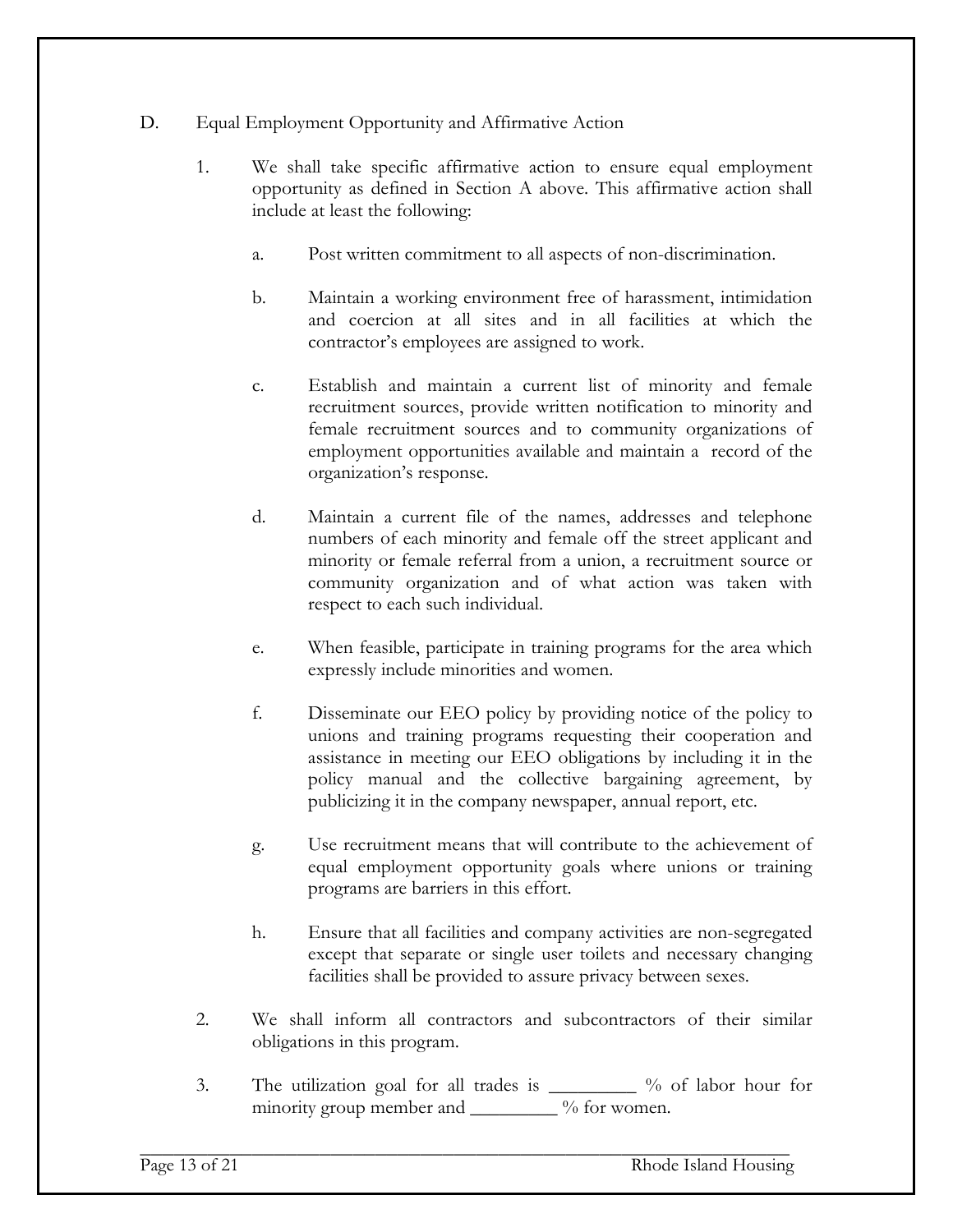D. Equal Employment Opportunity and Affirmative Action

1. We shall take specific affirmative action to ensure equal employment opportunity as defined in Section A above. This affirmative action shall include at least the following:

   a. Post written commitment to all aspects of non-discrimination.

   b. Maintain a working environment free of harassment, intimidation and coercion at all sites and in all facilities at which the contractor's employees are assigned to work.

   c. Establish and maintain a current list of minority and female recruitment sources, provide written notification to minority and female recruitment sources and to community organizations of employment opportunities available and maintain a record of the organization's response.

   d. Maintain a current file of the names, addresses and telephone numbers of each minority and female off the street applicant and minority or female referral from a union, a recruitment source or community organization and of what action was taken with respect to each such individual.

   e. When feasible, participate in training programs for the area which expressly include minorities and women.

   f. Disseminate our EEO policy by providing notice of the policy to unions and training programs requesting their cooperation and assistance in meeting our EEO obligations by including it in the policy manual and the collective bargaining agreement, by publicizing it in the company newspaper, annual report, etc.

   g. Use recruitment means that will contribute to the achievement of equal employment opportunity goals where unions or training programs are barriers in this effort.

   h. Ensure that all facilities and company activities are non-segregated except that separate or single user toilets and necessary changing facilities shall be provided to assure privacy between sexes.

2. We shall inform all contractors and subcontractors of their similar obligations in this program.

3. The utilization goal for all trades is _________ % of labor hour for minority group member and _________ % for women.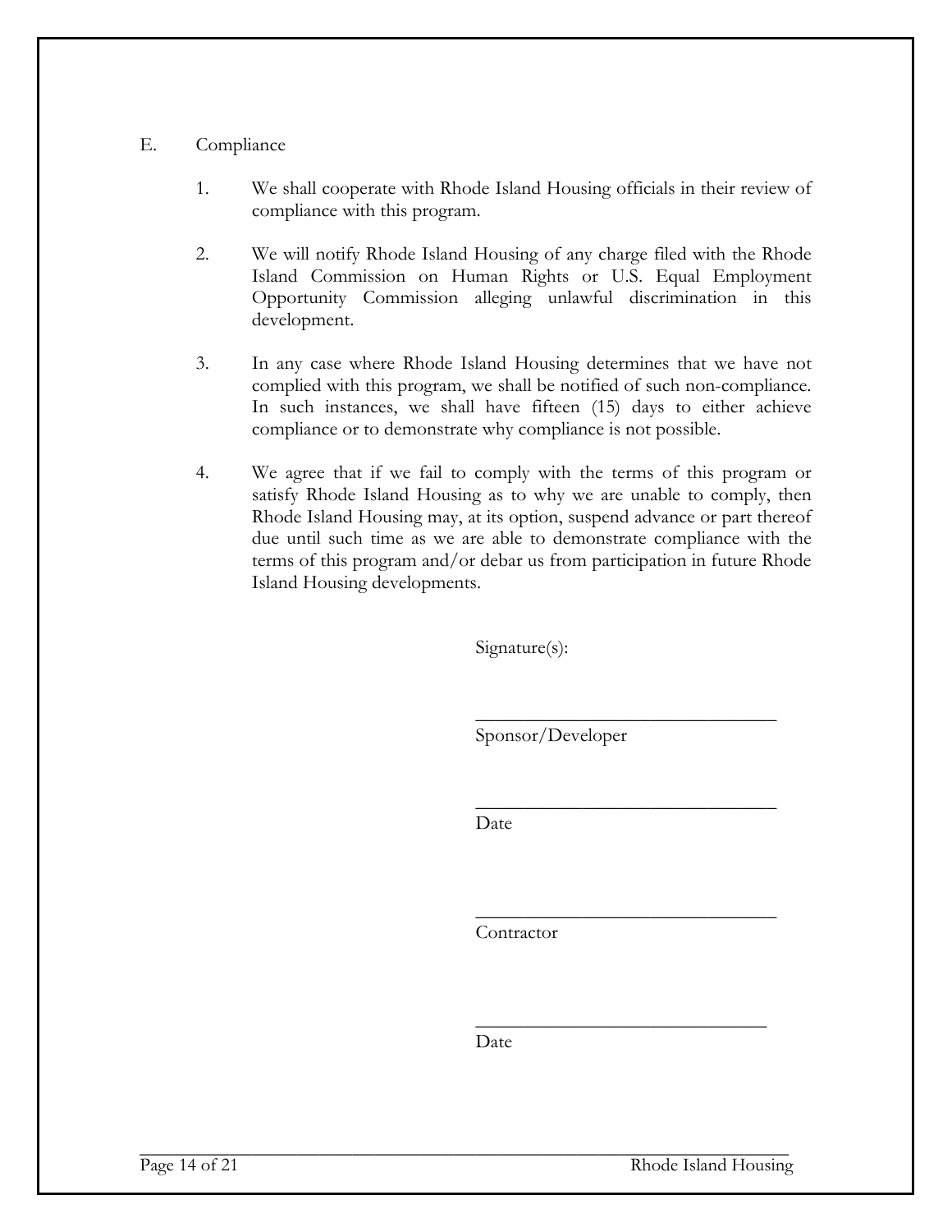E. Compliance

1. We shall cooperate with Rhode Island Housing officials in their review of compliance with this program.

2. We will notify Rhode Island Housing of any charge filed with the Rhode Island Commission on Human Rights or U.S. Equal Employment Opportunity Commission alleging unlawful discrimination in this development.

3. In any case where Rhode Island Housing determines that we have not complied with this program, we shall be notified of such non-compliance. In such instances, we shall have fifteen (15) days to either achieve compliance or to demonstrate why compliance is not possible.

4. We agree that if we fail to comply with the terms of this program or satisfy Rhode Island Housing as to why we are unable to comply, then Rhode Island Housing may, at its option, suspend advance or part thereof due until such time as we are able to demonstrate compliance with the terms of this program and/or debar us from participation in future Rhode Island Housing developments.

Signature(s):

\_\_\_\_\_\_\_\_\_\_\_\_\_\_\_\_\_\_\_\_\_\_\_\_\_\_\_\_\_\_\_\_
Sponsor/Developer

\_\_\_\_\_\_\_\_\_\_\_\_\_\_\_\_\_\_\_\_\_\_\_\_\_\_\_\_\_\_\_\_
Date

\_\_\_\_\_\_\_\_\_\_\_\_\_\_\_\_\_\_\_\_\_\_\_\_\_\_\_\_\_\_\_\_
Contractor

\_\_\_\_\_\_\_\_\_\_\_\_\_\_\_\_\_\_\_\_\_\_\_\_\_\_\_\_\_\_\_\_
Date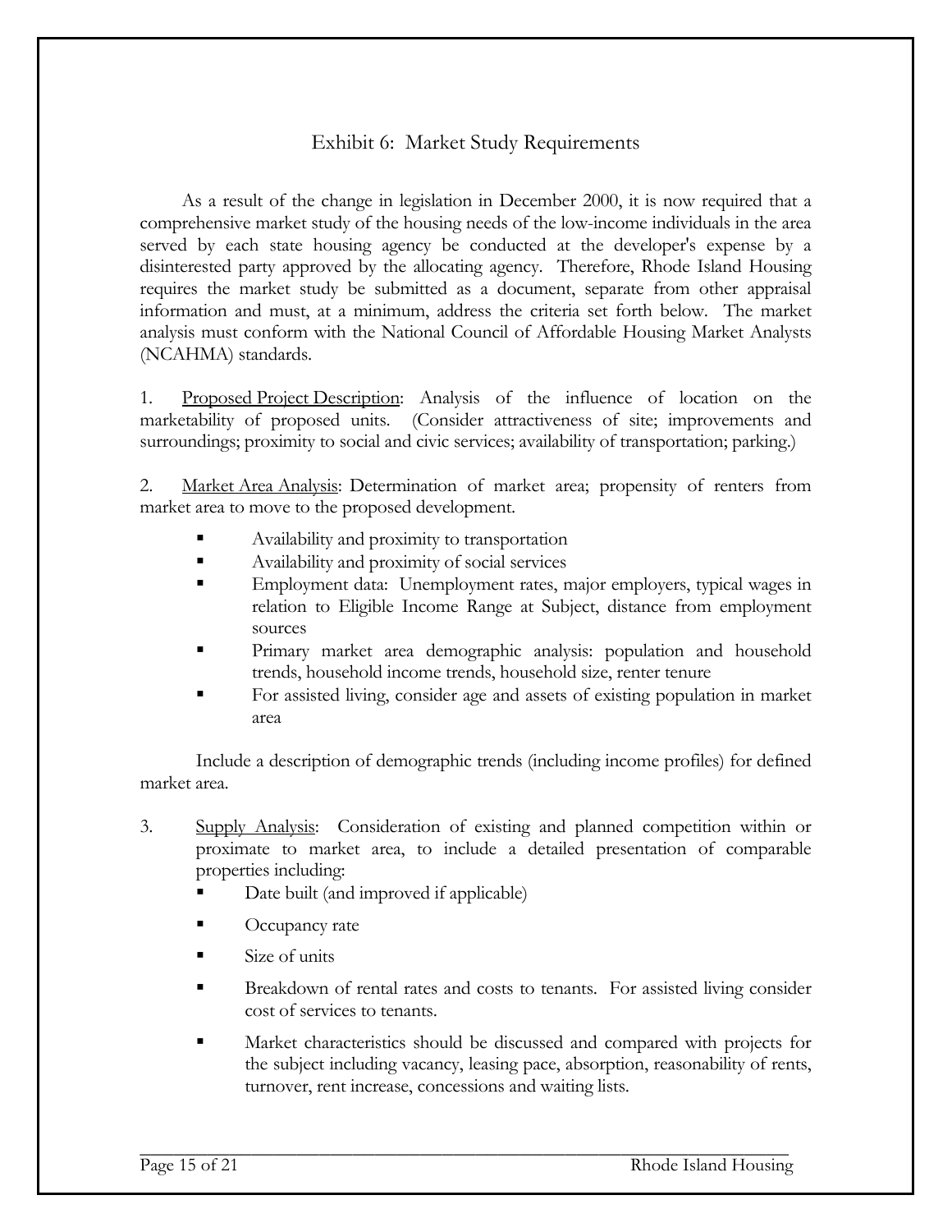# Exhibit 6: Market Study Requirements

As a result of the change in legislation in December 2000, it is now required that a comprehensive market study of the housing needs of the low-income individuals in the area served by each state housing agency be conducted at the developer's expense by a disinterested party approved by the allocating agency. Therefore, Rhode Island Housing requires the market study be submitted as a document, separate from other appraisal information and must, at a minimum, address the criteria set forth below. The market analysis must conform with the National Council of Affordable Housing Market Analysts (NCAHMA) standards.

1. Proposed Project Description: Analysis of the influence of location on the marketability of proposed units. (Consider attractiveness of site; improvements and surroundings; proximity to social and civic services; availability of transportation; parking.)

2. Market Area Analysis: Determination of market area; propensity of renters from market area to move to the proposed development.
   - Availability and proximity to transportation
   - Availability and proximity of social services
   - Employment data: Unemployment rates, major employers, typical wages in relation to Eligible Income Range at Subject, distance from employment sources
   - Primary market area demographic analysis: population and household trends, household income trends, household size, renter tenure
   - For assisted living, consider age and assets of existing population in market area

   Include a description of demographic trends (including income profiles) for defined market area.

3. Supply Analysis: Consideration of existing and planned competition within or proximate to market area, to include a detailed presentation of comparable properties including:
   - Date built (and improved if applicable)
   - Occupancy rate
   - Size of units
   - Breakdown of rental rates and costs to tenants. For assisted living consider cost of services to tenants.
   - Market characteristics should be discussed and compared with projects for the subject including vacancy, leasing pace, absorption, reasonability of rents, turnover, rent increase, concessions and waiting lists.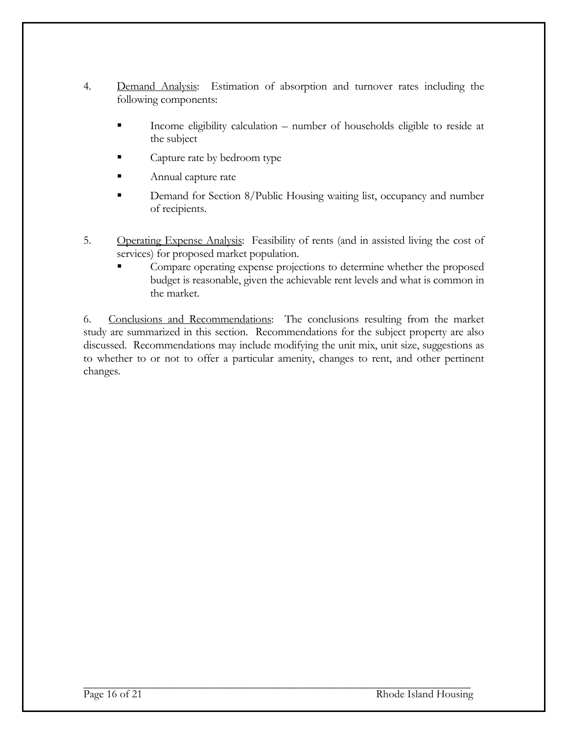4. <u>Demand Analysis</u>: Estimation of absorption and turnover rates including the following components:

   - Income eligibility calculation – number of households eligible to reside at the subject
   - Capture rate by bedroom type
   - Annual capture rate
   - Demand for Section 8/Public Housing waiting list, occupancy and number of recipients.

5. <u>Operating Expense Analysis</u>: Feasibility of rents (and in assisted living the cost of services) for proposed market population.
   - Compare operating expense projections to determine whether the proposed budget is reasonable, given the achievable rent levels and what is common in the market.

6. <u>Conclusions and Recommendations</u>: The conclusions resulting from the market study are summarized in this section. Recommendations for the subject property are also discussed. Recommendations may include modifying the unit mix, unit size, suggestions as to whether to or not to offer a particular amenity, changes to rent, and other pertinent changes.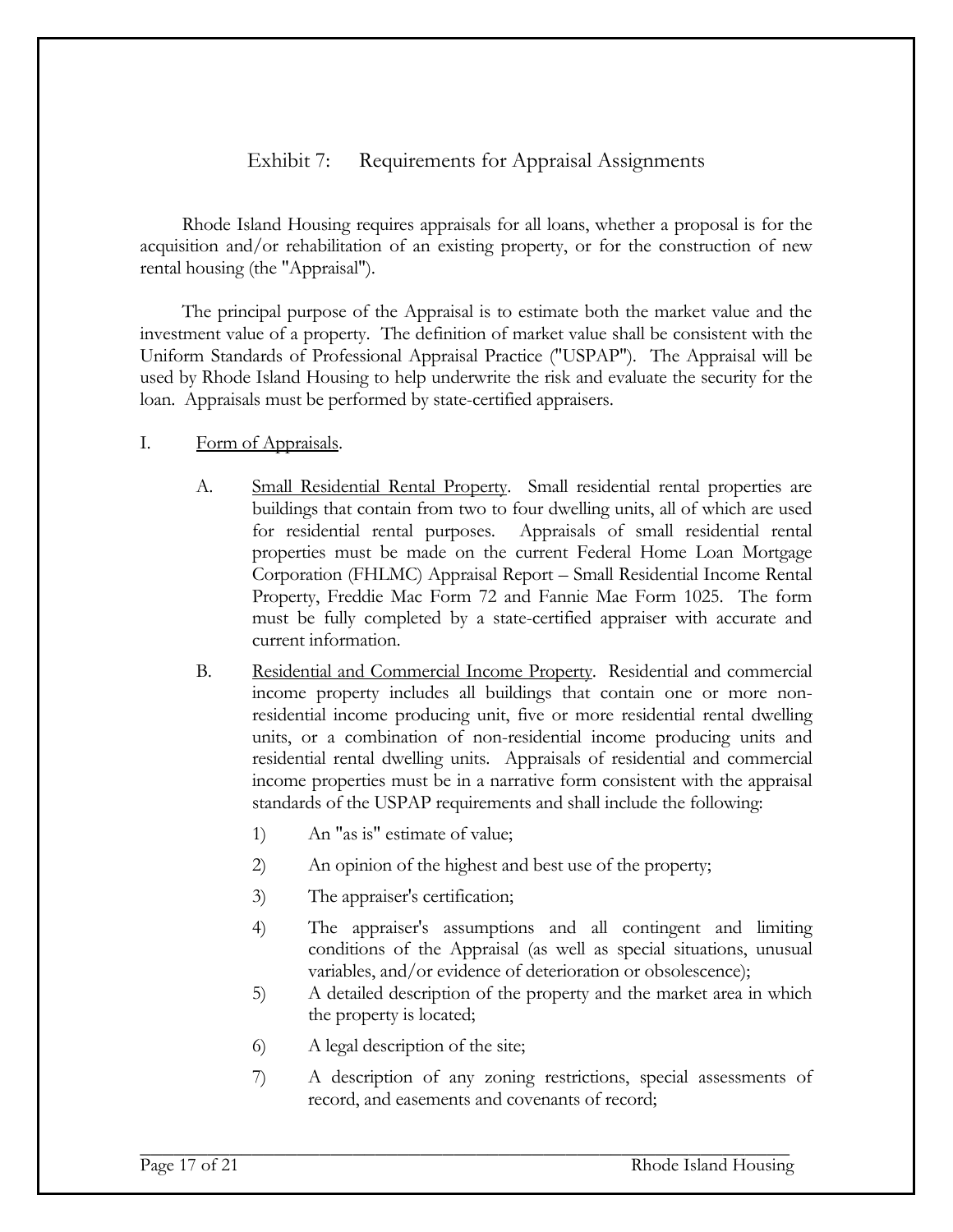# Exhibit 7: Requirements for Appraisal Assignments

Rhode Island Housing requires appraisals for all loans, whether a proposal is for the acquisition and/or rehabilitation of an existing property, or for the construction of new rental housing (the "Appraisal").

The principal purpose of the Appraisal is to estimate both the market value and the investment value of a property. The definition of market value shall be consistent with the Uniform Standards of Professional Appraisal Practice ("USPAP"). The Appraisal will be used by Rhode Island Housing to help underwrite the risk and evaluate the security for the loan. Appraisals must be performed by state-certified appraisers.

I. <u>Form of Appraisals</u>.

A. <u>Small Residential Rental Property</u>. Small residential rental properties are buildings that contain from two to four dwelling units, all of which are used for residential rental purposes. Appraisals of small residential rental properties must be made on the current Federal Home Loan Mortgage Corporation (FHLMC) Appraisal Report – Small Residential Income Rental Property, Freddie Mac Form 72 and Fannie Mae Form 1025. The form must be fully completed by a state-certified appraiser with accurate and current information.

B. <u>Residential and Commercial Income Property</u>. Residential and commercial income property includes all buildings that contain one or more non-residential income producing unit, five or more residential rental dwelling units, or a combination of non-residential income producing units and residential rental dwelling units. Appraisals of residential and commercial income properties must be in a narrative form consistent with the appraisal standards of the USPAP requirements and shall include the following:

1) An "as is" estimate of value;

2) An opinion of the highest and best use of the property;

3) The appraiser's certification;

4) The appraiser's assumptions and all contingent and limiting conditions of the Appraisal (as well as special situations, unusual variables, and/or evidence of deterioration or obsolescence);

5) A detailed description of the property and the market area in which the property is located;

6) A legal description of the site;

7) A description of any zoning restrictions, special assessments of record, and easements and covenants of record;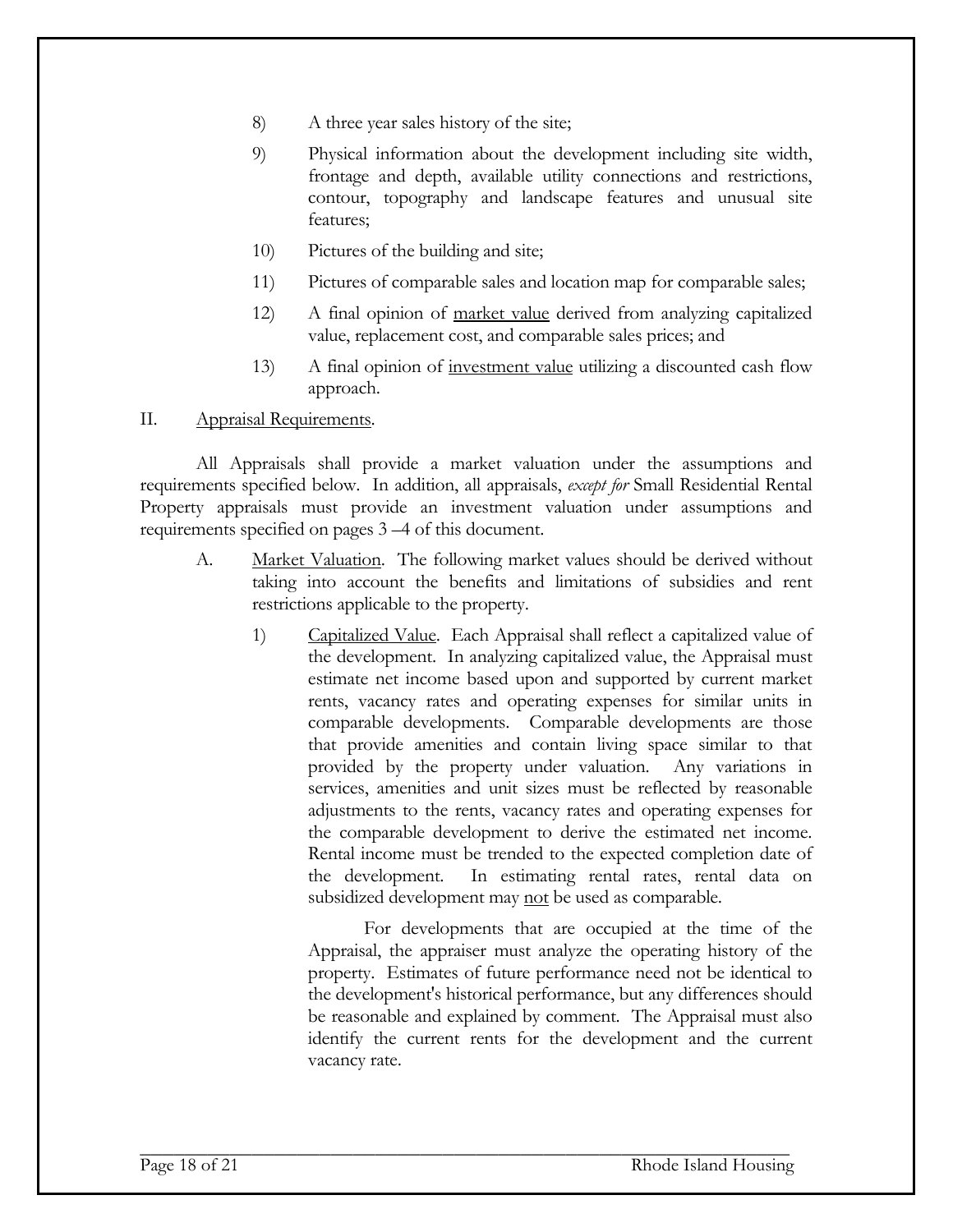8) A three year sales history of the site;

9) Physical information about the development including site width, frontage and depth, available utility connections and restrictions, contour, topography and landscape features and unusual site features;

10) Pictures of the building and site;

11) Pictures of comparable sales and location map for comparable sales;

12) A final opinion of <u>market value</u> derived from analyzing capitalized value, replacement cost, and comparable sales prices; and

13) A final opinion of <u>investment value</u> utilizing a discounted cash flow approach.

II. <u>Appraisal Requirements</u>.

All Appraisals shall provide a market valuation under the assumptions and requirements specified below. In addition, all appraisals, *except for* Small Residential Rental Property appraisals must provide an investment valuation under assumptions and requirements specified on pages 3 –4 of this document.

A. <u>Market Valuation</u>. The following market values should be derived without taking into account the benefits and limitations of subsidies and rent restrictions applicable to the property.

1) <u>Capitalized Value</u>. Each Appraisal shall reflect a capitalized value of the development. In analyzing capitalized value, the Appraisal must estimate net income based upon and supported by current market rents, vacancy rates and operating expenses for similar units in comparable developments. Comparable developments are those that provide amenities and contain living space similar to that provided by the property under valuation. Any variations in services, amenities and unit sizes must be reflected by reasonable adjustments to the rents, vacancy rates and operating expenses for the comparable development to derive the estimated net income. Rental income must be trended to the expected completion date of the development. In estimating rental rates, rental data on subsidized development may <u>not</u> be used as comparable.

For developments that are occupied at the time of the Appraisal, the appraiser must analyze the operating history of the property. Estimates of future performance need not be identical to the development's historical performance, but any differences should be reasonable and explained by comment. The Appraisal must also identify the current rents for the development and the current vacancy rate.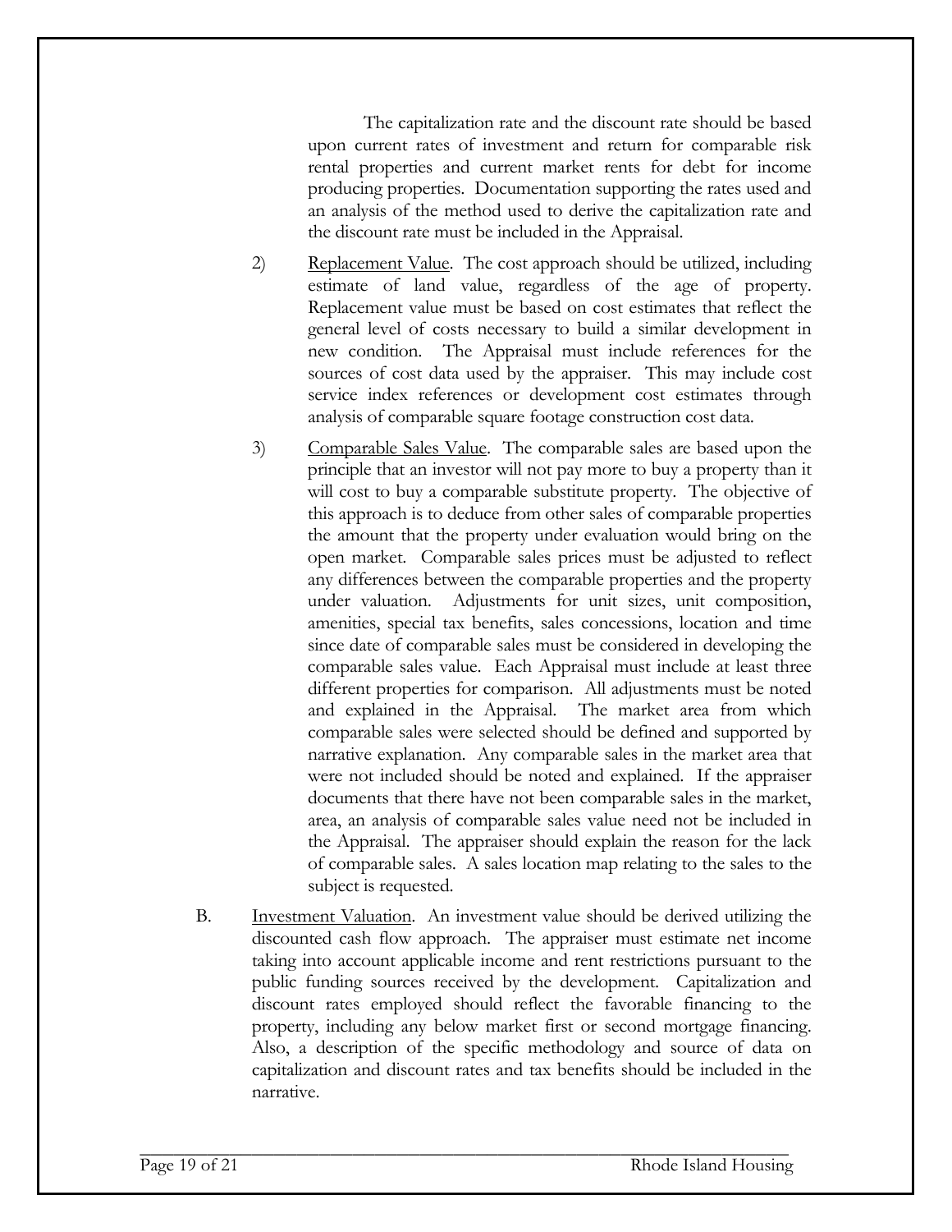The capitalization rate and the discount rate should be based upon current rates of investment and return for comparable risk rental properties and current market rents for debt for income producing properties. Documentation supporting the rates used and an analysis of the method used to derive the capitalization rate and the discount rate must be included in the Appraisal.

2) Replacement Value. The cost approach should be utilized, including estimate of land value, regardless of the age of property. Replacement value must be based on cost estimates that reflect the general level of costs necessary to build a similar development in new condition. The Appraisal must include references for the sources of cost data used by the appraiser. This may include cost service index references or development cost estimates through analysis of comparable square footage construction cost data.

3) Comparable Sales Value. The comparable sales are based upon the principle that an investor will not pay more to buy a property than it will cost to buy a comparable substitute property. The objective of this approach is to deduce from other sales of comparable properties the amount that the property under evaluation would bring on the open market. Comparable sales prices must be adjusted to reflect any differences between the comparable properties and the property under valuation. Adjustments for unit sizes, unit composition, amenities, special tax benefits, sales concessions, location and time since date of comparable sales must be considered in developing the comparable sales value. Each Appraisal must include at least three different properties for comparison. All adjustments must be noted and explained in the Appraisal. The market area from which comparable sales were selected should be defined and supported by narrative explanation. Any comparable sales in the market area that were not included should be noted and explained. If the appraiser documents that there have not been comparable sales in the market, area, an analysis of comparable sales value need not be included in the Appraisal. The appraiser should explain the reason for the lack of comparable sales. A sales location map relating to the sales to the subject is requested.

B. Investment Valuation. An investment value should be derived utilizing the discounted cash flow approach. The appraiser must estimate net income taking into account applicable income and rent restrictions pursuant to the public funding sources received by the development. Capitalization and discount rates employed should reflect the favorable financing to the property, including any below market first or second mortgage financing. Also, a description of the specific methodology and source of data on capitalization and discount rates and tax benefits should be included in the narrative.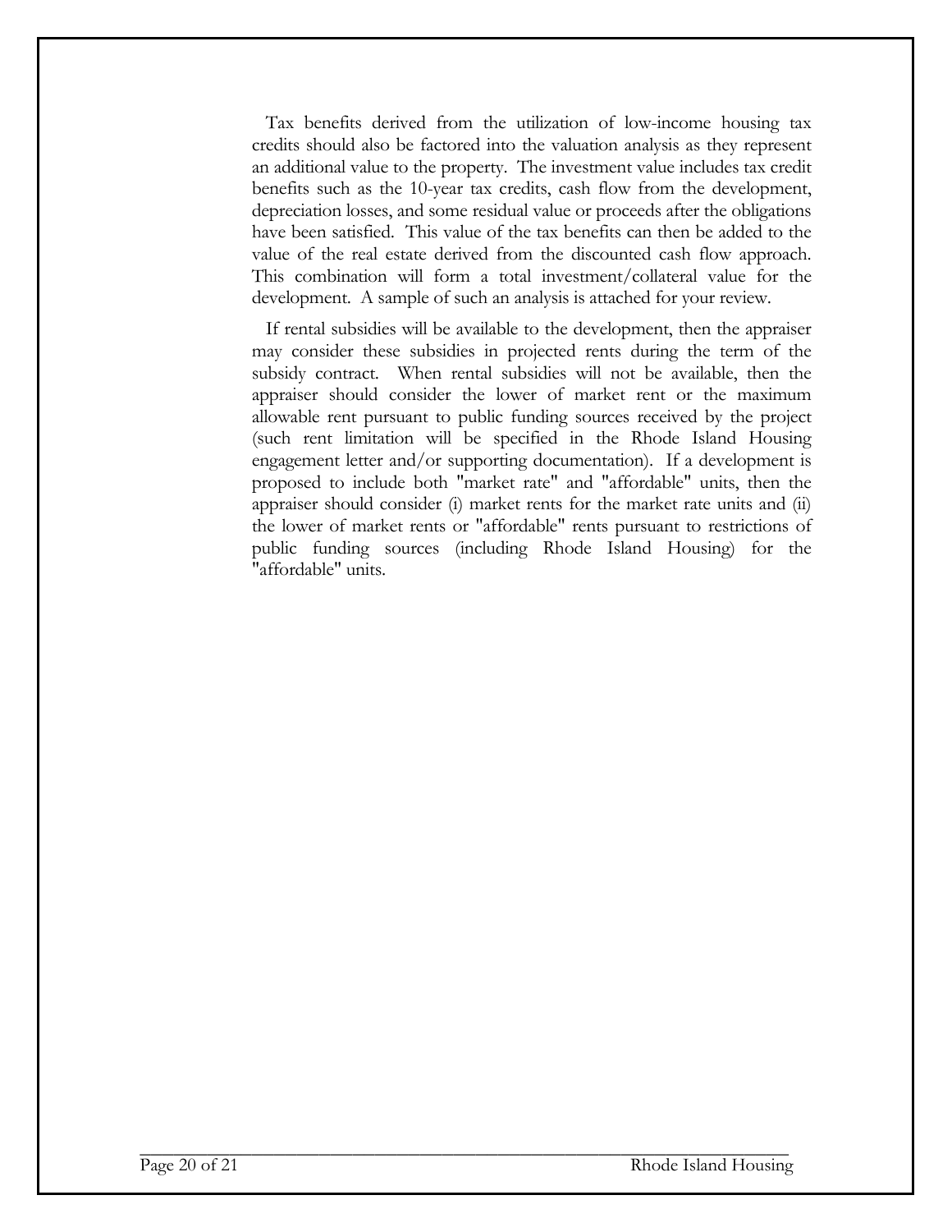Tax benefits derived from the utilization of low-income housing tax credits should also be factored into the valuation analysis as they represent an additional value to the property. The investment value includes tax credit benefits such as the 10-year tax credits, cash flow from the development, depreciation losses, and some residual value or proceeds after the obligations have been satisfied. This value of the tax benefits can then be added to the value of the real estate derived from the discounted cash flow approach. This combination will form a total investment/collateral value for the development. A sample of such an analysis is attached for your review.

If rental subsidies will be available to the development, then the appraiser may consider these subsidies in projected rents during the term of the subsidy contract. When rental subsidies will not be available, then the appraiser should consider the lower of market rent or the maximum allowable rent pursuant to public funding sources received by the project (such rent limitation will be specified in the Rhode Island Housing engagement letter and/or supporting documentation). If a development is proposed to include both "market rate" and "affordable" units, then the appraiser should consider (i) market rents for the market rate units and (ii) the lower of market rents or "affordable" rents pursuant to restrictions of public funding sources (including Rhode Island Housing) for the "affordable" units.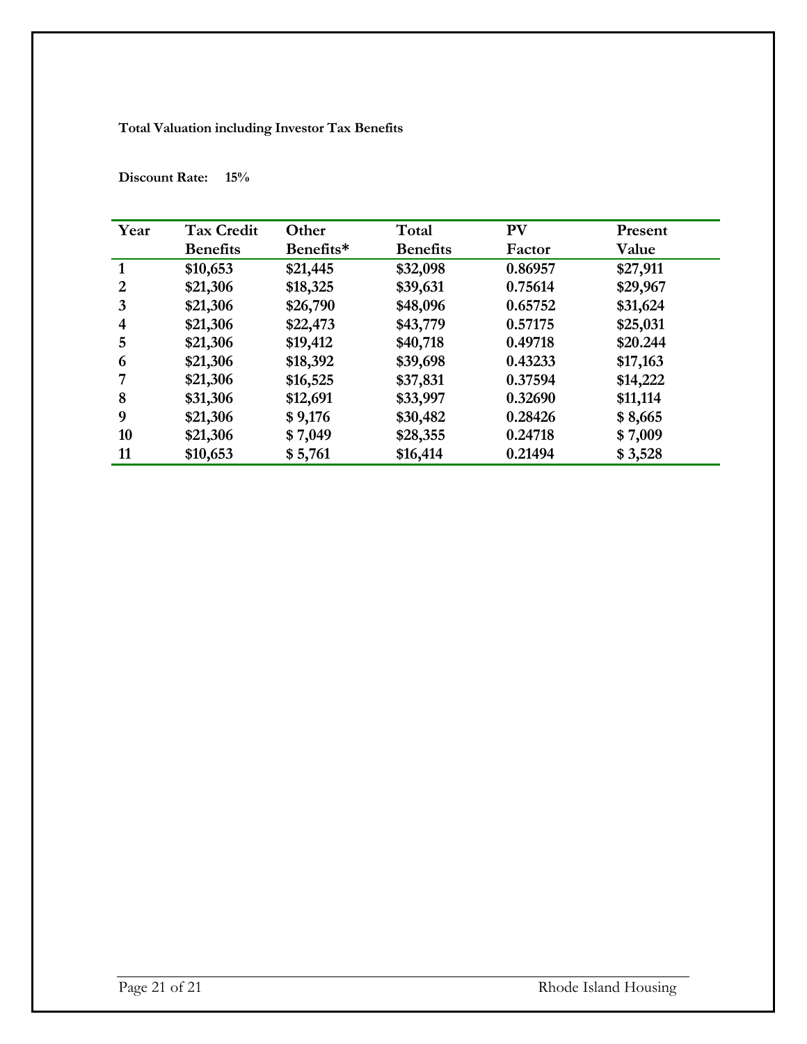**Total Valuation including Investor Tax Benefits**

**Discount Rate: 15%**

| Year | Tax Credit Benefits | Other Benefits* | Total Benefits | PV Factor | Present Value |
|---|---|---|---|---|---|
| 1 | $10,653 | $21,445 | $32,098 | 0.86957 | $27,911 |
| 2 | $21,306 | $18,325 | $39,631 | 0.75614 | $29,967 |
| 3 | $21,306 | $26,790 | $48,096 | 0.65752 | $31,624 |
| 4 | $21,306 | $22,473 | $43,779 | 0.57175 | $25,031 |
| 5 | $21,306 | $19,412 | $40,718 | 0.49718 | $20.244 |
| 6 | $21,306 | $18,392 | $39,698 | 0.43233 | $17,163 |
| 7 | $21,306 | $16,525 | $37,831 | 0.37594 | $14,222 |
| 8 | $31,306 | $12,691 | $33,997 | 0.32690 | $11,114 |
| 9 | $21,306 | $ 9,176 | $30,482 | 0.28426 | $ 8,665 |
| 10 | $21,306 | $ 7,049 | $28,355 | 0.24718 | $ 7,009 |
| 11 | $10,653 | $ 5,761 | $16,414 | 0.21494 | $ 3,528 |